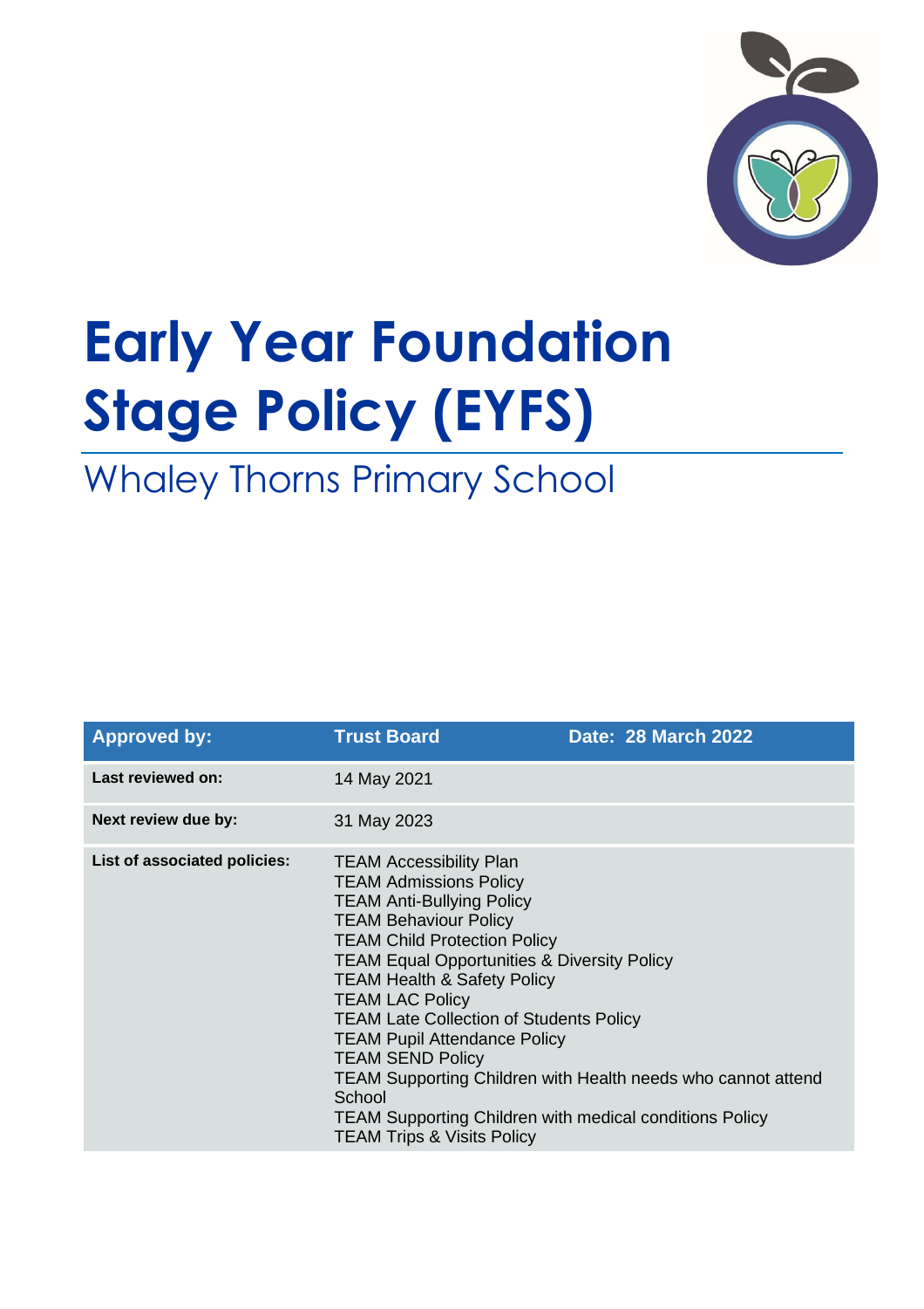# Early Year Foundation Stage Policy (EYFS)

## Whaley Thorns Primary School

| **Approved by:** | **Trust Board** | **Date: 28 March 2022** |
|---|---|---|
| **Last reviewed on:** | 14 May 2021 | |
| **Next review due by:** | 31 May 2023 | |
| **List of associated policies:** | TEAM Accessibility Plan<br>TEAM Admissions Policy<br>TEAM Anti-Bullying Policy<br>TEAM Behaviour Policy<br>TEAM Child Protection Policy<br>TEAM Equal Opportunities & Diversity Policy<br>TEAM Health & Safety Policy<br>TEAM LAC Policy<br>TEAM Late Collection of Students Policy<br>TEAM Pupil Attendance Policy<br>TEAM SEND Policy<br>TEAM Supporting Children with Health needs who cannot attend School<br>TEAM Supporting Children with medical conditions Policy<br>TEAM Trips & Visits Policy | |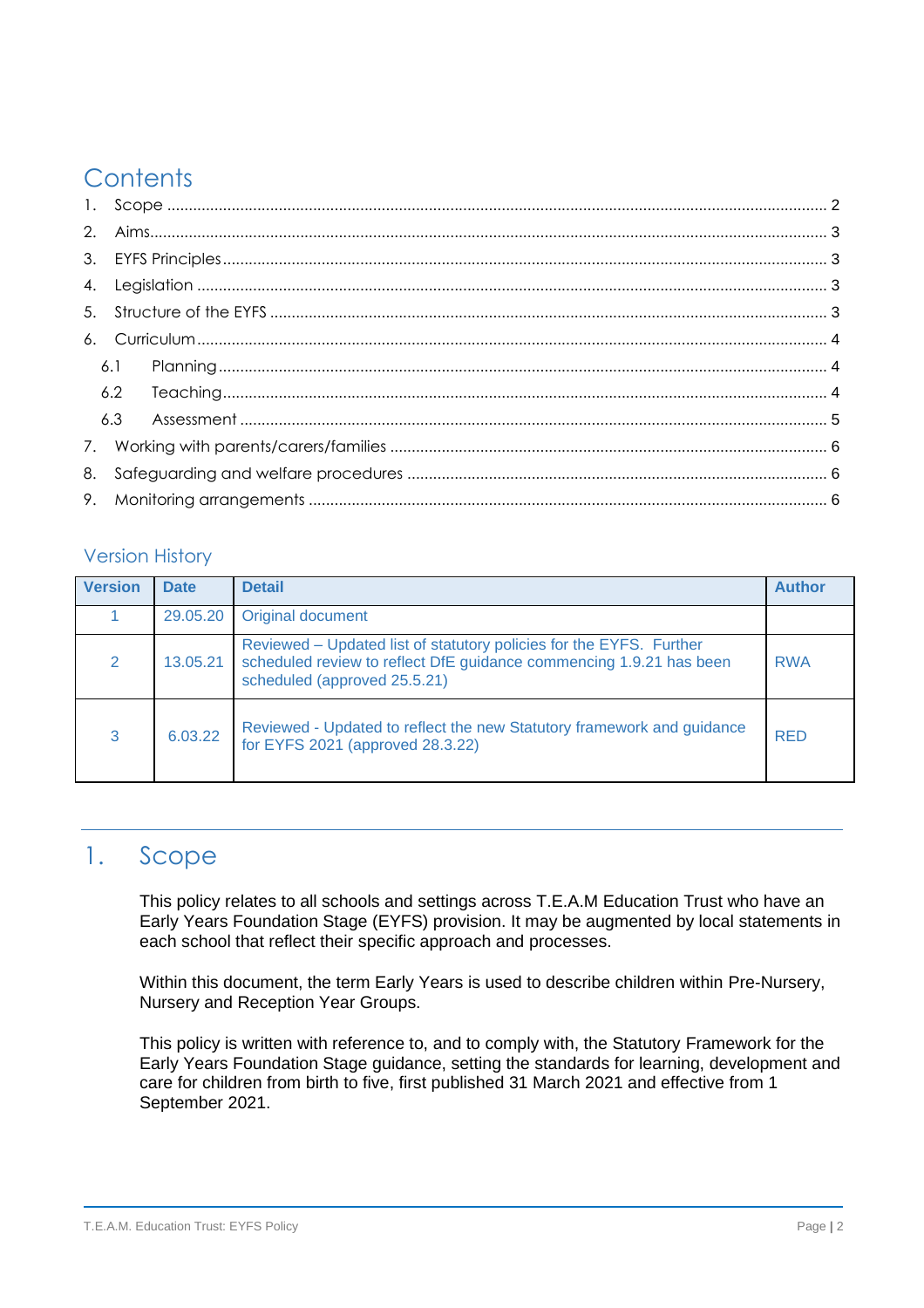# Contents

1. Scope ........................................................................................................................................... 2
2. Aims.............................................................................................................................................. 3
3. EYFS Principles ............................................................................................................................. 3
4. Legislation ..................................................................................................................................... 3
5. Structure of the EYFS .................................................................................................................... 3
6. Curriculum ...................................................................................................................................... 4
   - 6.1 Planning ................................................................................................................................ 4
   - 6.2 Teaching ............................................................................................................................... 4
   - 6.3 Assessment ........................................................................................................................... 5
7. Working with parents/carers/families ........................................................................................... 6
8. Safeguarding and welfare procedures .......................................................................................... 6
9. Monitoring arrangements .............................................................................................................. 6

## Version History

| Version | Date | Detail | Author |
|---|---|---|---|
| 1 | 29.05.20 | Original document | |
| 2 | 13.05.21 | Reviewed – Updated list of statutory policies for the EYFS. Further scheduled review to reflect DfE guidance commencing 1.9.21 has been scheduled (approved 25.5.21) | RWA |
| 3 | 6.03.22 | Reviewed - Updated to reflect the new Statutory framework and guidance for EYFS 2021 (approved 28.3.22) | RED |

# 1. Scope

This policy relates to all schools and settings across T.E.A.M Education Trust who have an Early Years Foundation Stage (EYFS) provision. It may be augmented by local statements in each school that reflect their specific approach and processes.

Within this document, the term Early Years is used to describe children within Pre-Nursery, Nursery and Reception Year Groups.

This policy is written with reference to, and to comply with, the Statutory Framework for the Early Years Foundation Stage guidance, setting the standards for learning, development and care for children from birth to five, first published 31 March 2021 and effective from 1 September 2021.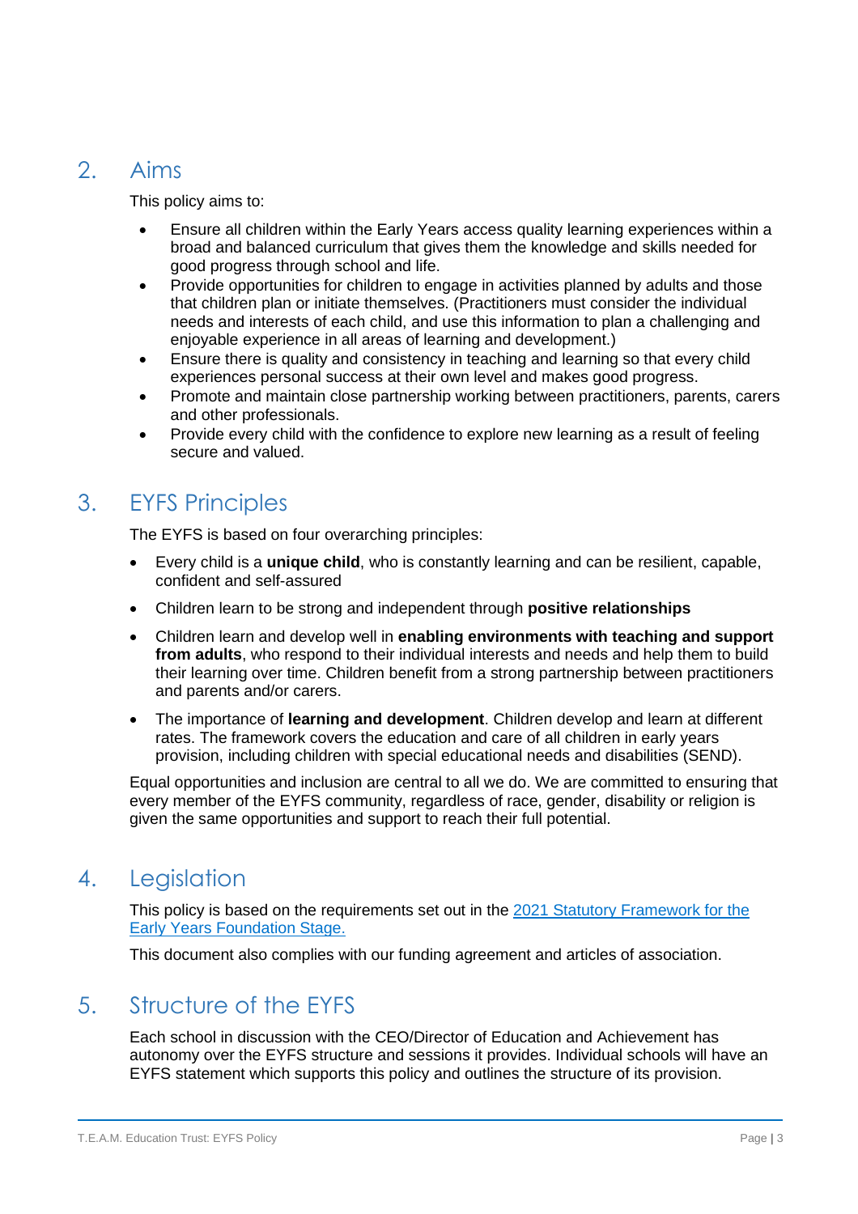## 2. Aims

This policy aims to:

- Ensure all children within the Early Years access quality learning experiences within a broad and balanced curriculum that gives them the knowledge and skills needed for good progress through school and life.
- Provide opportunities for children to engage in activities planned by adults and those that children plan or initiate themselves. (Practitioners must consider the individual needs and interests of each child, and use this information to plan a challenging and enjoyable experience in all areas of learning and development.)
- Ensure there is quality and consistency in teaching and learning so that every child experiences personal success at their own level and makes good progress.
- Promote and maintain close partnership working between practitioners, parents, carers and other professionals.
- Provide every child with the confidence to explore new learning as a result of feeling secure and valued.

## 3. EYFS Principles

The EYFS is based on four overarching principles:

- Every child is a **unique child**, who is constantly learning and can be resilient, capable, confident and self-assured
- Children learn to be strong and independent through **positive relationships**
- Children learn and develop well in **enabling environments with teaching and support from adults**, who respond to their individual interests and needs and help them to build their learning over time. Children benefit from a strong partnership between practitioners and parents and/or carers.
- The importance of **learning and development**. Children develop and learn at different rates. The framework covers the education and care of all children in early years provision, including children with special educational needs and disabilities (SEND).

Equal opportunities and inclusion are central to all we do. We are committed to ensuring that every member of the EYFS community, regardless of race, gender, disability or religion is given the same opportunities and support to reach their full potential.

## 4. Legislation

This policy is based on the requirements set out in the [2021 Statutory Framework for the Early Years Foundation Stage.]

This document also complies with our funding agreement and articles of association.

## 5. Structure of the EYFS

Each school in discussion with the CEO/Director of Education and Achievement has autonomy over the EYFS structure and sessions it provides. Individual schools will have an EYFS statement which supports this policy and outlines the structure of its provision.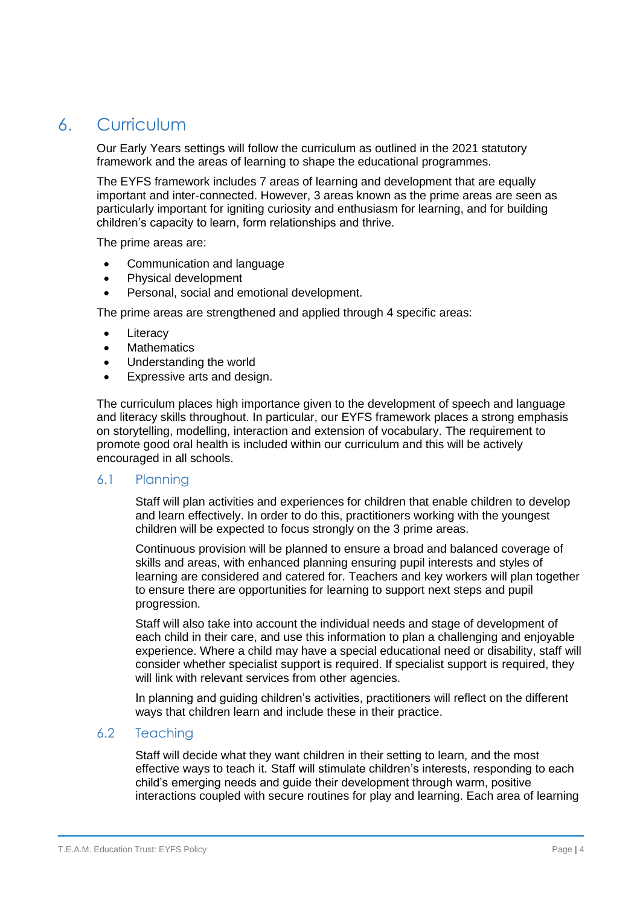# 6. Curriculum

Our Early Years settings will follow the curriculum as outlined in the 2021 statutory framework and the areas of learning to shape the educational programmes.

The EYFS framework includes 7 areas of learning and development that are equally important and inter-connected. However, 3 areas known as the prime areas are seen as particularly important for igniting curiosity and enthusiasm for learning, and for building children's capacity to learn, form relationships and thrive.

The prime areas are:

- Communication and language
- Physical development
- Personal, social and emotional development.

The prime areas are strengthened and applied through 4 specific areas:

- Literacy
- Mathematics
- Understanding the world
- Expressive arts and design.

The curriculum places high importance given to the development of speech and language and literacy skills throughout. In particular, our EYFS framework places a strong emphasis on storytelling, modelling, interaction and extension of vocabulary. The requirement to promote good oral health is included within our curriculum and this will be actively encouraged in all schools.

## 6.1 Planning

Staff will plan activities and experiences for children that enable children to develop and learn effectively. In order to do this, practitioners working with the youngest children will be expected to focus strongly on the 3 prime areas.

Continuous provision will be planned to ensure a broad and balanced coverage of skills and areas, with enhanced planning ensuring pupil interests and styles of learning are considered and catered for. Teachers and key workers will plan together to ensure there are opportunities for learning to support next steps and pupil progression.

Staff will also take into account the individual needs and stage of development of each child in their care, and use this information to plan a challenging and enjoyable experience. Where a child may have a special educational need or disability, staff will consider whether specialist support is required. If specialist support is required, they will link with relevant services from other agencies.

In planning and guiding children's activities, practitioners will reflect on the different ways that children learn and include these in their practice.

## 6.2 Teaching

Staff will decide what they want children in their setting to learn, and the most effective ways to teach it. Staff will stimulate children's interests, responding to each child's emerging needs and guide their development through warm, positive interactions coupled with secure routines for play and learning. Each area of learning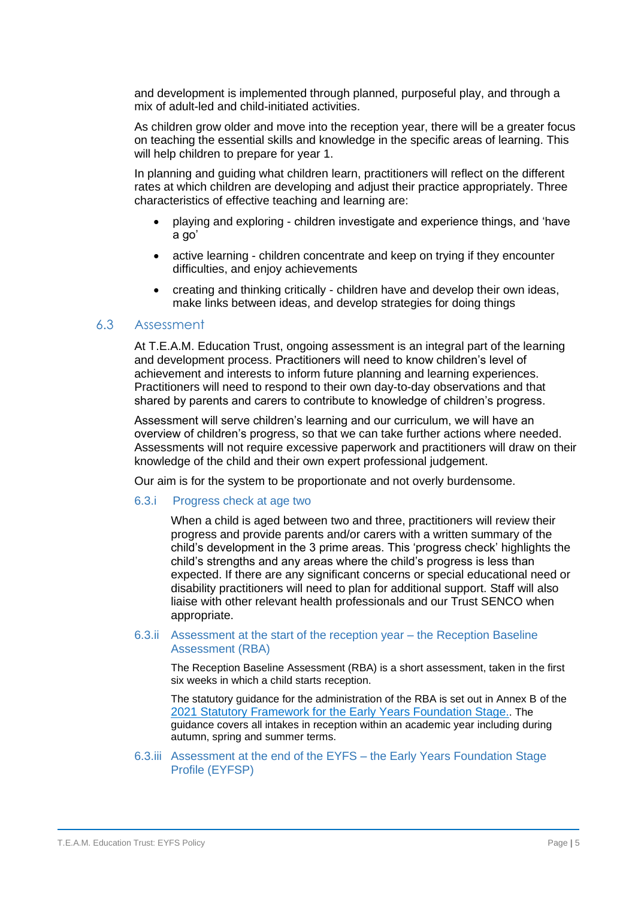and development is implemented through planned, purposeful play, and through a mix of adult-led and child-initiated activities.

As children grow older and move into the reception year, there will be a greater focus on teaching the essential skills and knowledge in the specific areas of learning. This will help children to prepare for year 1.

In planning and guiding what children learn, practitioners will reflect on the different rates at which children are developing and adjust their practice appropriately. Three characteristics of effective teaching and learning are:

- playing and exploring - children investigate and experience things, and 'have a go'
- active learning - children concentrate and keep on trying if they encounter difficulties, and enjoy achievements
- creating and thinking critically - children have and develop their own ideas, make links between ideas, and develop strategies for doing things

## 6.3 Assessment

At T.E.A.M. Education Trust, ongoing assessment is an integral part of the learning and development process. Practitioners will need to know children's level of achievement and interests to inform future planning and learning experiences. Practitioners will need to respond to their own day-to-day observations and that shared by parents and carers to contribute to knowledge of children's progress.

Assessment will serve children's learning and our curriculum, we will have an overview of children's progress, so that we can take further actions where needed. Assessments will not require excessive paperwork and practitioners will draw on their knowledge of the child and their own expert professional judgement.

Our aim is for the system to be proportionate and not overly burdensome.

### 6.3.i Progress check at age two

When a child is aged between two and three, practitioners will review their progress and provide parents and/or carers with a written summary of the child's development in the 3 prime areas. This 'progress check' highlights the child's strengths and any areas where the child's progress is less than expected. If there are any significant concerns or special educational need or disability practitioners will need to plan for additional support. Staff will also liaise with other relevant health professionals and our Trust SENCO when appropriate.

### 6.3.ii Assessment at the start of the reception year – the Reception Baseline Assessment (RBA)

The Reception Baseline Assessment (RBA) is a short assessment, taken in the first six weeks in which a child starts reception.

The statutory guidance for the administration of the RBA is set out in Annex B of the 2021 Statutory Framework for the Early Years Foundation Stage.. The guidance covers all intakes in reception within an academic year including during autumn, spring and summer terms.

### 6.3.iii Assessment at the end of the EYFS – the Early Years Foundation Stage Profile (EYFSP)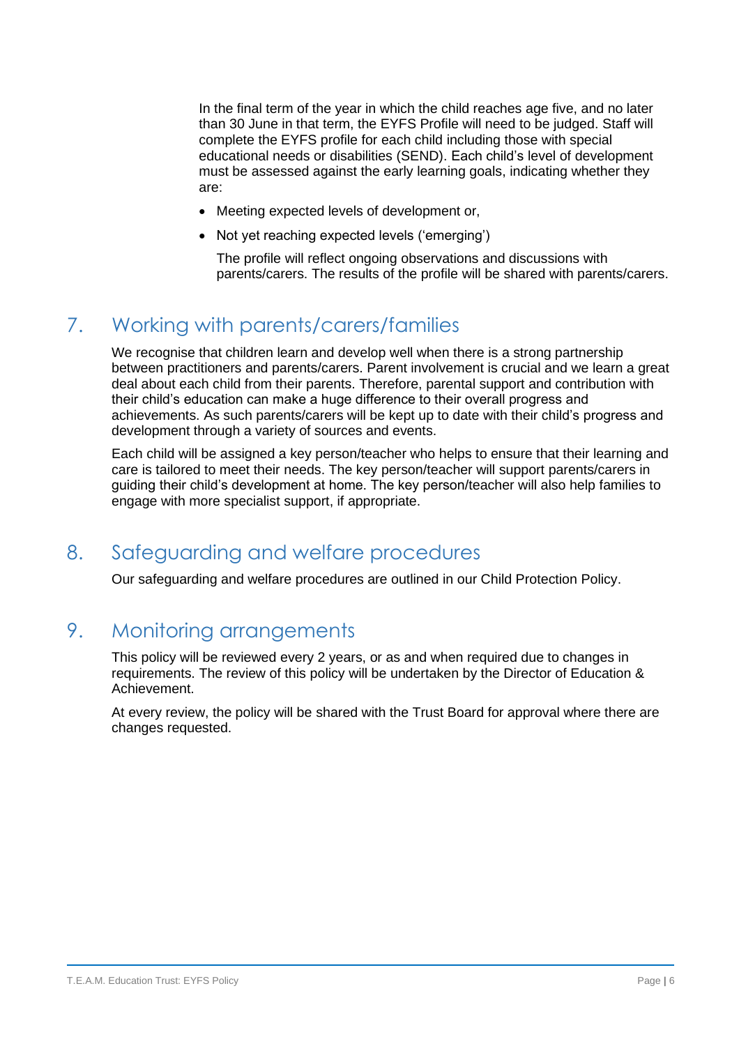In the final term of the year in which the child reaches age five, and no later than 30 June in that term, the EYFS Profile will need to be judged. Staff will complete the EYFS profile for each child including those with special educational needs or disabilities (SEND). Each child's level of development must be assessed against the early learning goals, indicating whether they are:

- Meeting expected levels of development or,
- Not yet reaching expected levels ('emerging')

  The profile will reflect ongoing observations and discussions with parents/carers. The results of the profile will be shared with parents/carers.

## 7. Working with parents/carers/families

We recognise that children learn and develop well when there is a strong partnership between practitioners and parents/carers. Parent involvement is crucial and we learn a great deal about each child from their parents. Therefore, parental support and contribution with their child's education can make a huge difference to their overall progress and achievements. As such parents/carers will be kept up to date with their child's progress and development through a variety of sources and events.

Each child will be assigned a key person/teacher who helps to ensure that their learning and care is tailored to meet their needs. The key person/teacher will support parents/carers in guiding their child's development at home. The key person/teacher will also help families to engage with more specialist support, if appropriate.

## 8. Safeguarding and welfare procedures

Our safeguarding and welfare procedures are outlined in our Child Protection Policy.

## 9. Monitoring arrangements

This policy will be reviewed every 2 years, or as and when required due to changes in requirements. The review of this policy will be undertaken by the Director of Education & Achievement.

At every review, the policy will be shared with the Trust Board for approval where there are changes requested.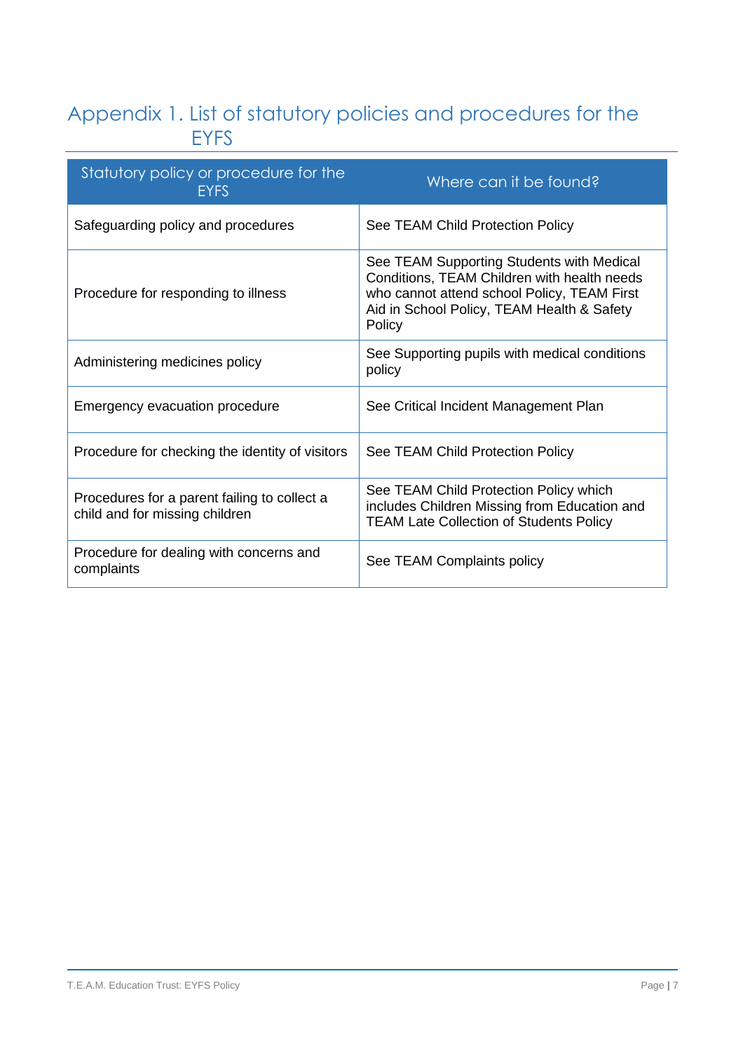## Appendix 1. List of statutory policies and procedures for the EYFS

| Statutory policy or procedure for the EYFS | Where can it be found? |
|---|---|
| Safeguarding policy and procedures | See TEAM Child Protection Policy |
| Procedure for responding to illness | See TEAM Supporting Students with Medical Conditions, TEAM Children with health needs who cannot attend school Policy, TEAM First Aid in School Policy, TEAM Health & Safety Policy |
| Administering medicines policy | See Supporting pupils with medical conditions policy |
| Emergency evacuation procedure | See Critical Incident Management Plan |
| Procedure for checking the identity of visitors | See TEAM Child Protection Policy |
| Procedures for a parent failing to collect a child and for missing children | See TEAM Child Protection Policy which includes Children Missing from Education and TEAM Late Collection of Students Policy |
| Procedure for dealing with concerns and complaints | See TEAM Complaints policy |